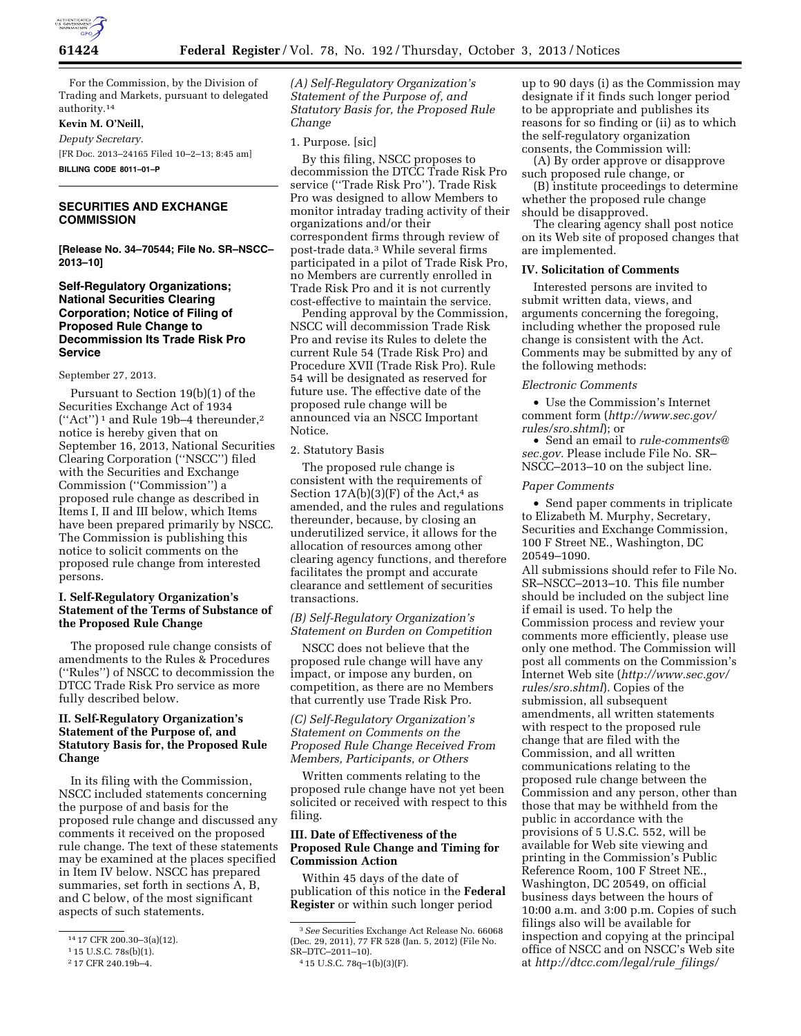For the Commission, by the Division of Trading and Markets, pursuant to delegated authority.[14]

**Kevin M. O'Neill,**

*Deputy Secretary.*

[FR Doc. 2013–24165 Filed 10–2–13; 8:45 am]

**BILLING CODE 8011–01–P**

## SECURITIES AND EXCHANGE COMMISSION

**[Release No. 34–70544; File No. SR–NSCC–2013–10]**

## Self-Regulatory Organizations; National Securities Clearing Corporation; Notice of Filing of Proposed Rule Change to Decommission Its Trade Risk Pro Service

September 27, 2013.

Pursuant to Section 19(b)(1) of the Securities Exchange Act of 1934 (''Act'')[1] and Rule 19b–4 thereunder,[2] notice is hereby given that on September 16, 2013, National Securities Clearing Corporation (''NSCC'') filed with the Securities and Exchange Commission (''Commission'') a proposed rule change as described in Items I, II and III below, which Items have been prepared primarily by NSCC. The Commission is publishing this notice to solicit comments on the proposed rule change from interested persons.

### I. Self-Regulatory Organization's Statement of the Terms of Substance of the Proposed Rule Change

The proposed rule change consists of amendments to the Rules & Procedures (''Rules'') of NSCC to decommission the DTCC Trade Risk Pro service as more fully described below.

### II. Self-Regulatory Organization's Statement of the Purpose of, and Statutory Basis for, the Proposed Rule Change

In its filing with the Commission, NSCC included statements concerning the purpose of and basis for the proposed rule change and discussed any comments it received on the proposed rule change. The text of these statements may be examined at the places specified in Item IV below. NSCC has prepared summaries, set forth in sections A, B, and C below, of the most significant aspects of such statements.

*(A) Self-Regulatory Organization's Statement of the Purpose of, and Statutory Basis for, the Proposed Rule Change*

1. Purpose. [sic]

By this filing, NSCC proposes to decommission the DTCC Trade Risk Pro service (''Trade Risk Pro''). Trade Risk Pro was designed to allow Members to monitor intraday trading activity of their organizations and/or their correspondent firms through review of post-trade data.[3] While several firms participated in a pilot of Trade Risk Pro, no Members are currently enrolled in Trade Risk Pro and it is not currently cost-effective to maintain the service.

Pending approval by the Commission, NSCC will decommission Trade Risk Pro and revise its Rules to delete the current Rule 54 (Trade Risk Pro) and Procedure XVII (Trade Risk Pro). Rule 54 will be designated as reserved for future use. The effective date of the proposed rule change will be announced via an NSCC Important Notice.

2. Statutory Basis

The proposed rule change is consistent with the requirements of Section 17A(b)(3)(F) of the Act,[4] as amended, and the rules and regulations thereunder, because, by closing an underutilized service, it allows for the allocation of resources among other clearing agency functions, and therefore facilitates the prompt and accurate clearance and settlement of securities transactions.

*(B) Self-Regulatory Organization's Statement on Burden on Competition*

NSCC does not believe that the proposed rule change will have any impact, or impose any burden, on competition, as there are no Members that currently use Trade Risk Pro.

*(C) Self-Regulatory Organization's Statement on Comments on the Proposed Rule Change Received From Members, Participants, or Others*

Written comments relating to the proposed rule change have not yet been solicited or received with respect to this filing.

### III. Date of Effectiveness of the Proposed Rule Change and Timing for Commission Action

Within 45 days of the date of publication of this notice in the **Federal Register** or within such longer period up to 90 days (i) as the Commission may designate if it finds such longer period to be appropriate and publishes its reasons for so finding or (ii) as to which the self-regulatory organization consents, the Commission will:

(A) By order approve or disapprove such proposed rule change, or

(B) institute proceedings to determine whether the proposed rule change should be disapproved.

The clearing agency shall post notice on its Web site of proposed changes that are implemented.

### IV. Solicitation of Comments

Interested persons are invited to submit written data, views, and arguments concerning the foregoing, including whether the proposed rule change is consistent with the Act. Comments may be submitted by any of the following methods:

*Electronic Comments*

- Use the Commission's Internet comment form (*http://www.sec.gov/rules/sro.shtml*); or
- Send an email to *rule-comments@sec.gov.* Please include File No. SR–NSCC–2013–10 on the subject line.

*Paper Comments*

- Send paper comments in triplicate to Elizabeth M. Murphy, Secretary, Securities and Exchange Commission, 100 F Street NE., Washington, DC 20549–1090.

All submissions should refer to File No. SR–NSCC–2013–10. This file number should be included on the subject line if email is used. To help the Commission process and review your comments more efficiently, please use only one method. The Commission will post all comments on the Commission's Internet Web site (*http://www.sec.gov/rules/sro.shtml*). Copies of the submission, all subsequent amendments, all written statements with respect to the proposed rule change that are filed with the Commission, and all written communications relating to the proposed rule change between the Commission and any person, other than those that may be withheld from the public in accordance with the provisions of 5 U.S.C. 552, will be available for Web site viewing and printing in the Commission's Public Reference Room, 100 F Street NE., Washington, DC 20549, on official business days between the hours of 10:00 a.m. and 3:00 p.m. Copies of such filings also will be available for inspection and copying at the principal office of NSCC and on NSCC's Web site at *http://dtcc.com/legal/rule_filings/*

---

[14] 17 CFR 200.30–3(a)(12).

[1] 15 U.S.C. 78s(b)(1).

[2] 17 CFR 240.19b–4.

[3] *See* Securities Exchange Act Release No. 66068 (Dec. 29, 2011), 77 FR 528 (Jan. 5, 2012) (File No. SR–DTC–2011–10).

[4] 15 U.S.C. 78q–1(b)(3)(F).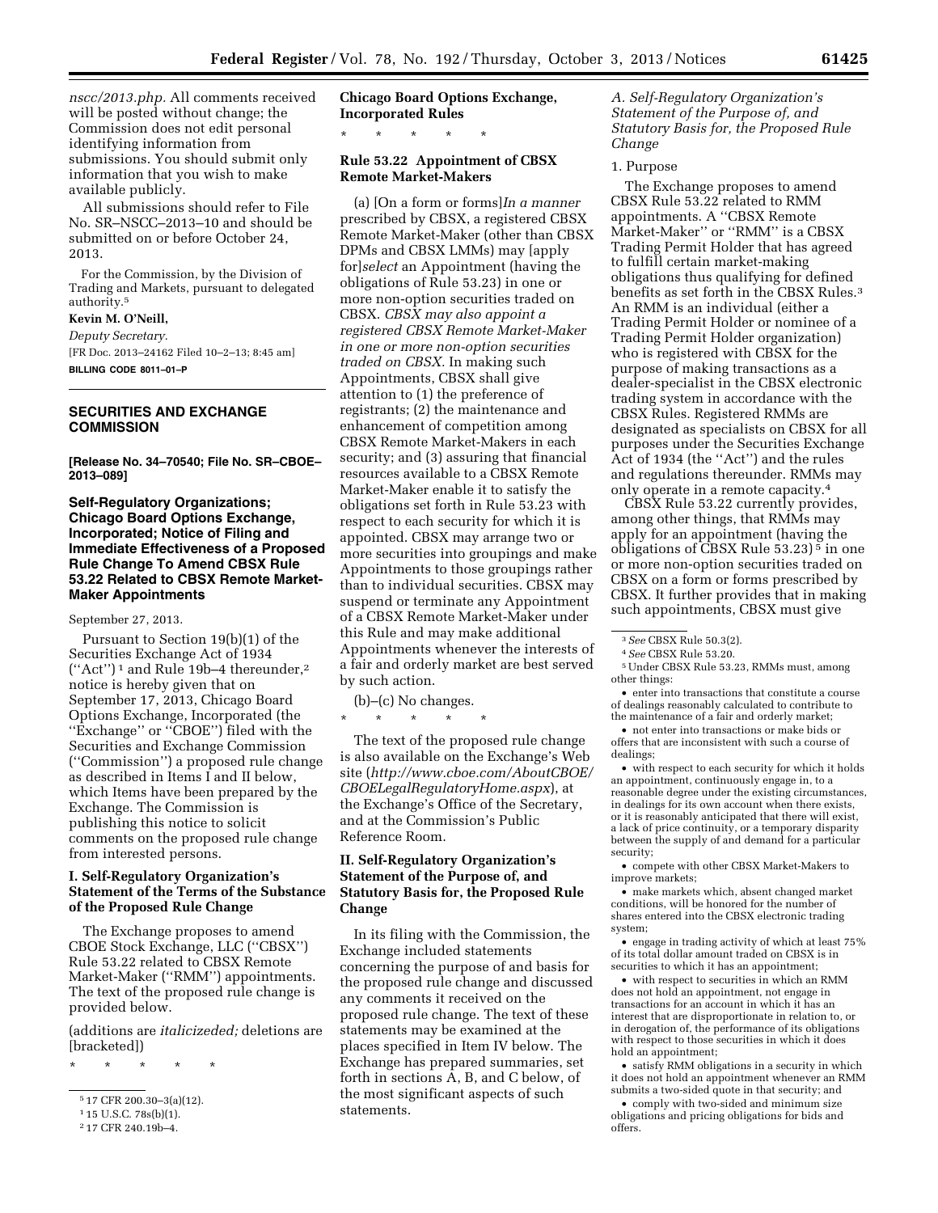*nscc/2013.php.* All comments received will be posted without change; the Commission does not edit personal identifying information from submissions. You should submit only information that you wish to make available publicly.

All submissions should refer to File No. SR–NSCC–2013–10 and should be submitted on or before October 24, 2013.

For the Commission, by the Division of Trading and Markets, pursuant to delegated authority.[5]

**Kevin M. O'Neill,**

*Deputy Secretary.*

[FR Doc. 2013–24162 Filed 10–2–13; 8:45 am]

**BILLING CODE 8011–01–P**

---

## SECURITIES AND EXCHANGE COMMISSION

**[Release No. 34–70540; File No. SR–CBOE–2013–089]**

## Self-Regulatory Organizations; Chicago Board Options Exchange, Incorporated; Notice of Filing and Immediate Effectiveness of a Proposed Rule Change To Amend CBSX Rule 53.22 Related to CBSX Remote Market-Maker Appointments

September 27, 2013.

Pursuant to Section 19(b)(1) of the Securities Exchange Act of 1934 (''Act'')[1] and Rule 19b–4 thereunder,[2] notice is hereby given that on September 17, 2013, Chicago Board Options Exchange, Incorporated (the ''Exchange'' or ''CBOE'') filed with the Securities and Exchange Commission (''Commission'') a proposed rule change as described in Items I and II below, which Items have been prepared by the Exchange. The Commission is publishing this notice to solicit comments on the proposed rule change from interested persons.

### I. Self-Regulatory Organization's Statement of the Terms of the Substance of the Proposed Rule Change

The Exchange proposes to amend CBOE Stock Exchange, LLC (''CBSX'') Rule 53.22 related to CBSX Remote Market-Maker (''RMM'') appointments. The text of the proposed rule change is provided below.

(additions are *italicizeded;* deletions are [bracketed])

\* \* \* \* \*

**Chicago Board Options Exchange, Incorporated Rules**

\* \* \* \* \*

**Rule 53.22 Appointment of CBSX Remote Market-Makers**

(a) [On a form or forms]*In a manner* prescribed by CBSX, a registered CBSX Remote Market-Maker (other than CBSX DPMs and CBSX LMMs) may [apply for]*select* an Appointment (having the obligations of Rule 53.23) in one or more non-option securities traded on CBSX. *CBSX may also appoint a registered CBSX Remote Market-Maker in one or more non-option securities traded on CBSX.* In making such Appointments, CBSX shall give attention to (1) the preference of registrants; (2) the maintenance and enhancement of competition among CBSX Remote Market-Makers in each security; and (3) assuring that financial resources available to a CBSX Remote Market-Maker enable it to satisfy the obligations set forth in Rule 53.23 with respect to each security for which it is appointed. CBSX may arrange two or more securities into groupings and make Appointments to those groupings rather than to individual securities. CBSX may suspend or terminate any Appointment of a CBSX Remote Market-Maker under this Rule and may make additional Appointments whenever the interests of a fair and orderly market are best served by such action.

(b)–(c) No changes.

\* \* \* \* \*

The text of the proposed rule change is also available on the Exchange's Web site (*http://www.cboe.com/AboutCBOE/CBOELegalRegulatoryHome.aspx*), at the Exchange's Office of the Secretary, and at the Commission's Public Reference Room.

### II. Self-Regulatory Organization's Statement of the Purpose of, and Statutory Basis for, the Proposed Rule Change

In its filing with the Commission, the Exchange included statements concerning the purpose of and basis for the proposed rule change and discussed any comments it received on the proposed rule change. The text of these statements may be examined at the places specified in Item IV below. The Exchange has prepared summaries, set forth in sections A, B, and C below, of the most significant aspects of such statements.

#### *A. Self-Regulatory Organization's Statement of the Purpose of, and Statutory Basis for, the Proposed Rule Change*

1. Purpose

The Exchange proposes to amend CBSX Rule 53.22 related to RMM appointments. A ''CBSX Remote Market-Maker'' or ''RMM'' is a CBSX Trading Permit Holder that has agreed to fulfill certain market-making obligations thus qualifying for defined benefits as set forth in the CBSX Rules.[3] An RMM is an individual (either a Trading Permit Holder or nominee of a Trading Permit Holder organization) who is registered with CBSX for the purpose of making transactions as a dealer-specialist in the CBSX electronic trading system in accordance with the CBSX Rules. Registered RMMs are designated as specialists on CBSX for all purposes under the Securities Exchange Act of 1934 (the ''Act'') and the rules and regulations thereunder. RMMs may only operate in a remote capacity.[4]

CBSX Rule 53.22 currently provides, among other things, that RMMs may apply for an appointment (having the obligations of CBSX Rule 53.23)[5] in one or more non-option securities traded on CBSX on a form or forms prescribed by CBSX. It further provides that in making such appointments, CBSX must give

---

[5] 17 CFR 200.30–3(a)(12).

[1] 15 U.S.C. 78s(b)(1).

[2] 17 CFR 240.19b–4.

[3] *See* CBSX Rule 50.3(2).

[4] *See* CBSX Rule 53.20.

[5] Under CBSX Rule 53.23, RMMs must, among other things:

- enter into transactions that constitute a course of dealings reasonably calculated to contribute to the maintenance of a fair and orderly market;
- not enter into transactions or make bids or offers that are inconsistent with such a course of dealings;
- with respect to each security for which it holds an appointment, continuously engage in, to a reasonable degree under the existing circumstances, in dealings for its own account when there exists, or it is reasonably anticipated that there will exist, a lack of price continuity, or a temporary disparity between the supply of and demand for a particular security;
- compete with other CBSX Market-Makers to improve markets;
- make markets which, absent changed market conditions, will be honored for the number of shares entered into the CBSX electronic trading system;
- engage in trading activity of which at least 75% of its total dollar amount traded on CBSX is in securities to which it has an appointment;
- with respect to securities in which an RMM does not hold an appointment, not engage in transactions for an account in which it has an interest that are disproportionate in relation to, or in derogation of, the performance of its obligations with respect to those securities in which it does hold an appointment;
- satisfy RMM obligations in a security in which it does not hold an appointment whenever an RMM submits a two-sided quote in that security; and
- comply with two-sided and minimum size obligations and pricing obligations for bids and offers.